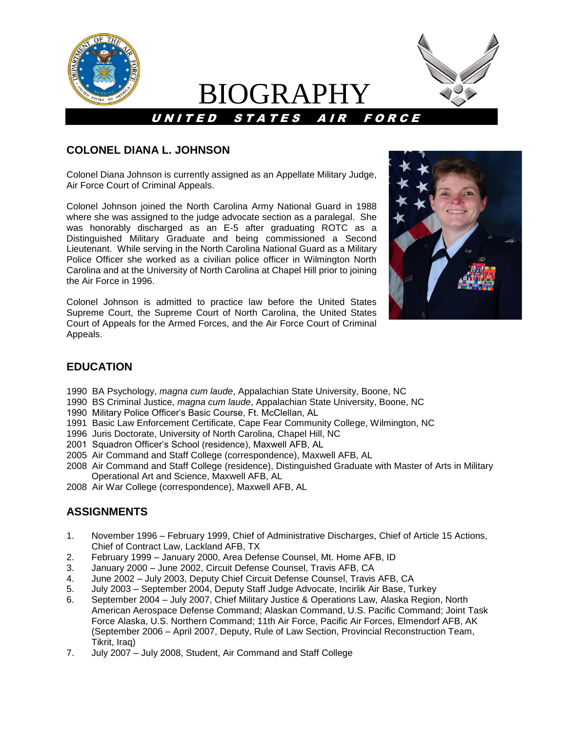# BIOGRAPHY

**UNITED STATES AIR FORCE**

## COLONEL DIANA L. JOHNSON

Colonel Diana Johnson is currently assigned as an Appellate Military Judge, Air Force Court of Criminal Appeals.

Colonel Johnson joined the North Carolina Army National Guard in 1988 where she was assigned to the judge advocate section as a paralegal. She was honorably discharged as an E-5 after graduating ROTC as a Distinguished Military Graduate and being commissioned a Second Lieutenant. While serving in the North Carolina National Guard as a Military Police Officer she worked as a civilian police officer in Wilmington North Carolina and at the University of North Carolina at Chapel Hill prior to joining the Air Force in 1996.

Colonel Johnson is admitted to practice law before the United States Supreme Court, the Supreme Court of North Carolina, the United States Court of Appeals for the Armed Forces, and the Air Force Court of Criminal Appeals.

## EDUCATION

1990 BA Psychology, *magna cum laude*, Appalachian State University, Boone, NC
1990 BS Criminal Justice, *magna cum laude*, Appalachian State University, Boone, NC
1990 Military Police Officer's Basic Course, Ft. McClellan, AL
1991 Basic Law Enforcement Certificate, Cape Fear Community College, Wilmington, NC
1996 Juris Doctorate, University of North Carolina, Chapel Hill, NC
2001 Squadron Officer's School (residence), Maxwell AFB, AL
2005 Air Command and Staff College (correspondence), Maxwell AFB, AL
2008 Air Command and Staff College (residence), Distinguished Graduate with Master of Arts in Military Operational Art and Science, Maxwell AFB, AL
2008 Air War College (correspondence), Maxwell AFB, AL

## ASSIGNMENTS

1. November 1996 – February 1999, Chief of Administrative Discharges, Chief of Article 15 Actions, Chief of Contract Law, Lackland AFB, TX
2. February 1999 – January 2000, Area Defense Counsel, Mt. Home AFB, ID
3. January 2000 – June 2002, Circuit Defense Counsel, Travis AFB, CA
4. June 2002 – July 2003, Deputy Chief Circuit Defense Counsel, Travis AFB, CA
5. July 2003 – September 2004, Deputy Staff Judge Advocate, Incirlik Air Base, Turkey
6. September 2004 – July 2007, Chief Military Justice & Operations Law, Alaska Region, North American Aerospace Defense Command; Alaskan Command, U.S. Pacific Command; Joint Task Force Alaska, U.S. Northern Command; 11th Air Force, Pacific Air Forces, Elmendorf AFB, AK (September 2006 – April 2007, Deputy, Rule of Law Section, Provincial Reconstruction Team, Tikrit, Iraq)
7. July 2007 – July 2008, Student, Air Command and Staff College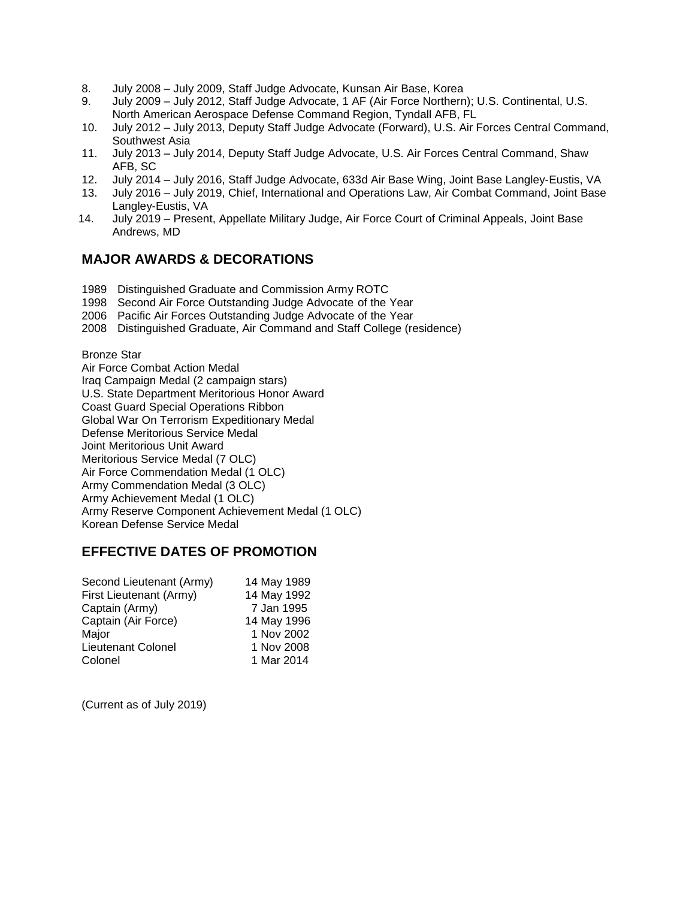8. July 2008 – July 2009, Staff Judge Advocate, Kunsan Air Base, Korea
9. July 2009 – July 2012, Staff Judge Advocate, 1 AF (Air Force Northern); U.S. Continental, U.S. North American Aerospace Defense Command Region, Tyndall AFB, FL
10. July 2012 – July 2013, Deputy Staff Judge Advocate (Forward), U.S. Air Forces Central Command, Southwest Asia
11. July 2013 – July 2014, Deputy Staff Judge Advocate, U.S. Air Forces Central Command, Shaw AFB, SC
12. July 2014 – July 2016, Staff Judge Advocate, 633d Air Base Wing, Joint Base Langley-Eustis, VA
13. July 2016 – July 2019, Chief, International and Operations Law, Air Combat Command, Joint Base Langley-Eustis, VA
14. July 2019 – Present, Appellate Military Judge, Air Force Court of Criminal Appeals, Joint Base Andrews, MD

## MAJOR AWARDS & DECORATIONS

1989 Distinguished Graduate and Commission Army ROTC
1998 Second Air Force Outstanding Judge Advocate of the Year
2006 Pacific Air Forces Outstanding Judge Advocate of the Year
2008 Distinguished Graduate, Air Command and Staff College (residence)

Bronze Star
Air Force Combat Action Medal
Iraq Campaign Medal (2 campaign stars)
U.S. State Department Meritorious Honor Award
Coast Guard Special Operations Ribbon
Global War On Terrorism Expeditionary Medal
Defense Meritorious Service Medal
Joint Meritorious Unit Award
Meritorious Service Medal (7 OLC)
Air Force Commendation Medal (1 OLC)
Army Commendation Medal (3 OLC)
Army Achievement Medal (1 OLC)
Army Reserve Component Achievement Medal (1 OLC)
Korean Defense Service Medal

## EFFECTIVE DATES OF PROMOTION

| | |
|---|---|
| Second Lieutenant (Army) | 14 May 1989 |
| First Lieutenant (Army) | 14 May 1992 |
| Captain (Army) | 7 Jan 1995 |
| Captain (Air Force) | 14 May 1996 |
| Major | 1 Nov 2002 |
| Lieutenant Colonel | 1 Nov 2008 |
| Colonel | 1 Mar 2014 |

(Current as of July 2019)